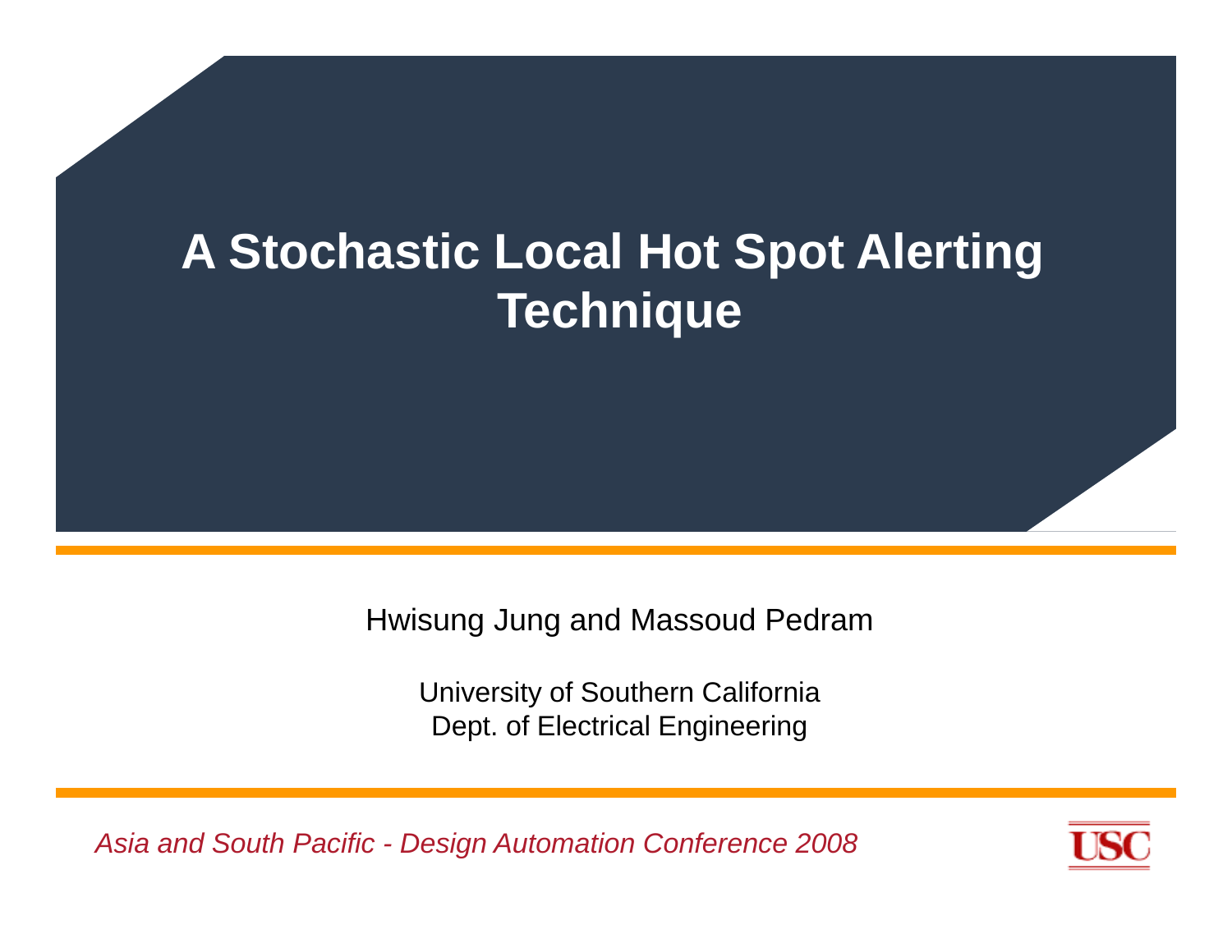# A Stochastic Local Hot Spot Alerting Technique

Hwisung Jung and Massoud Pedram

University of Southern California
Dept. of Electrical Engineering

*Asia and South Pacific - Design Automation Conference 2008*

USC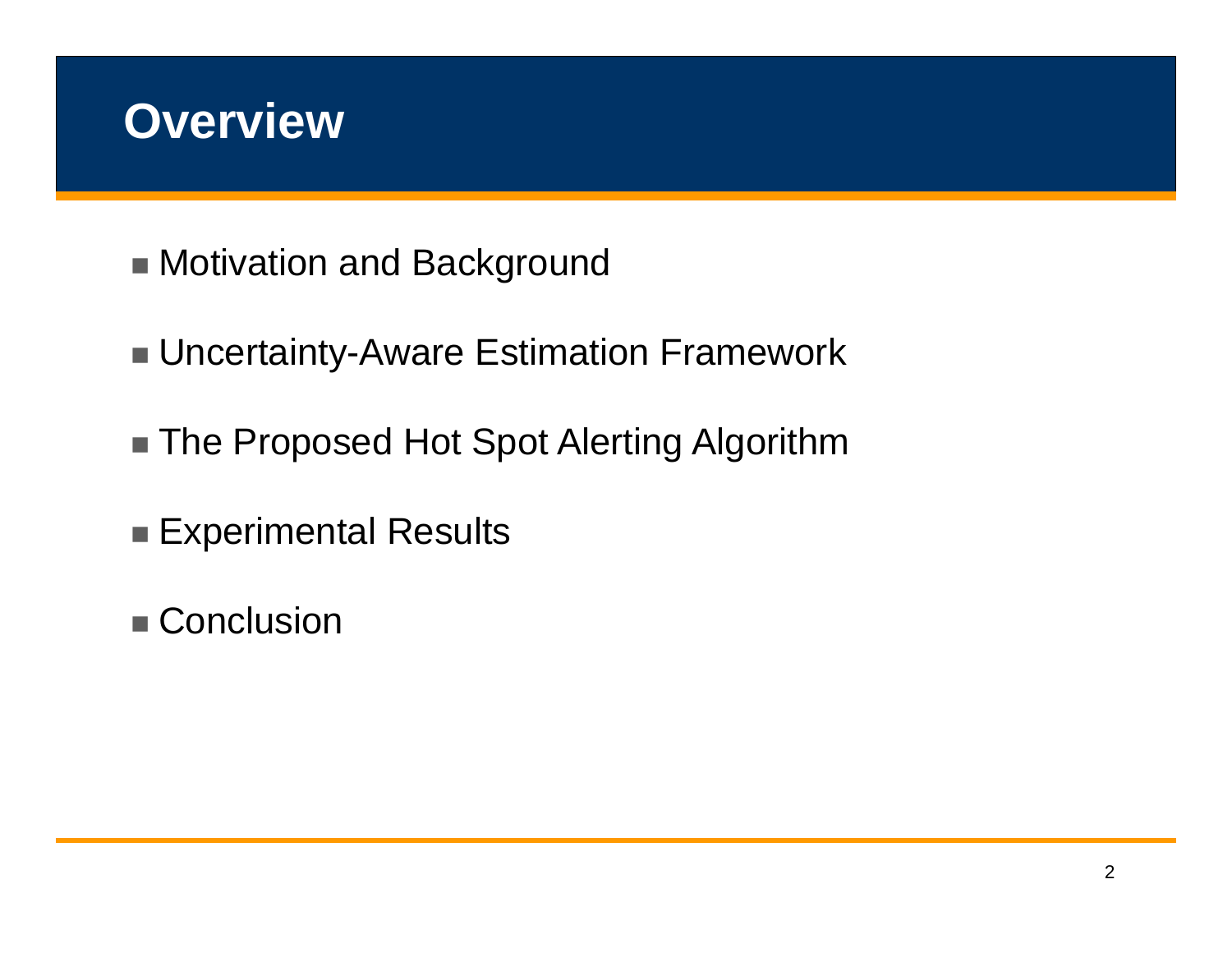# Overview

- Motivation and Background
- Uncertainty-Aware Estimation Framework
- The Proposed Hot Spot Alerting Algorithm
- Experimental Results
- Conclusion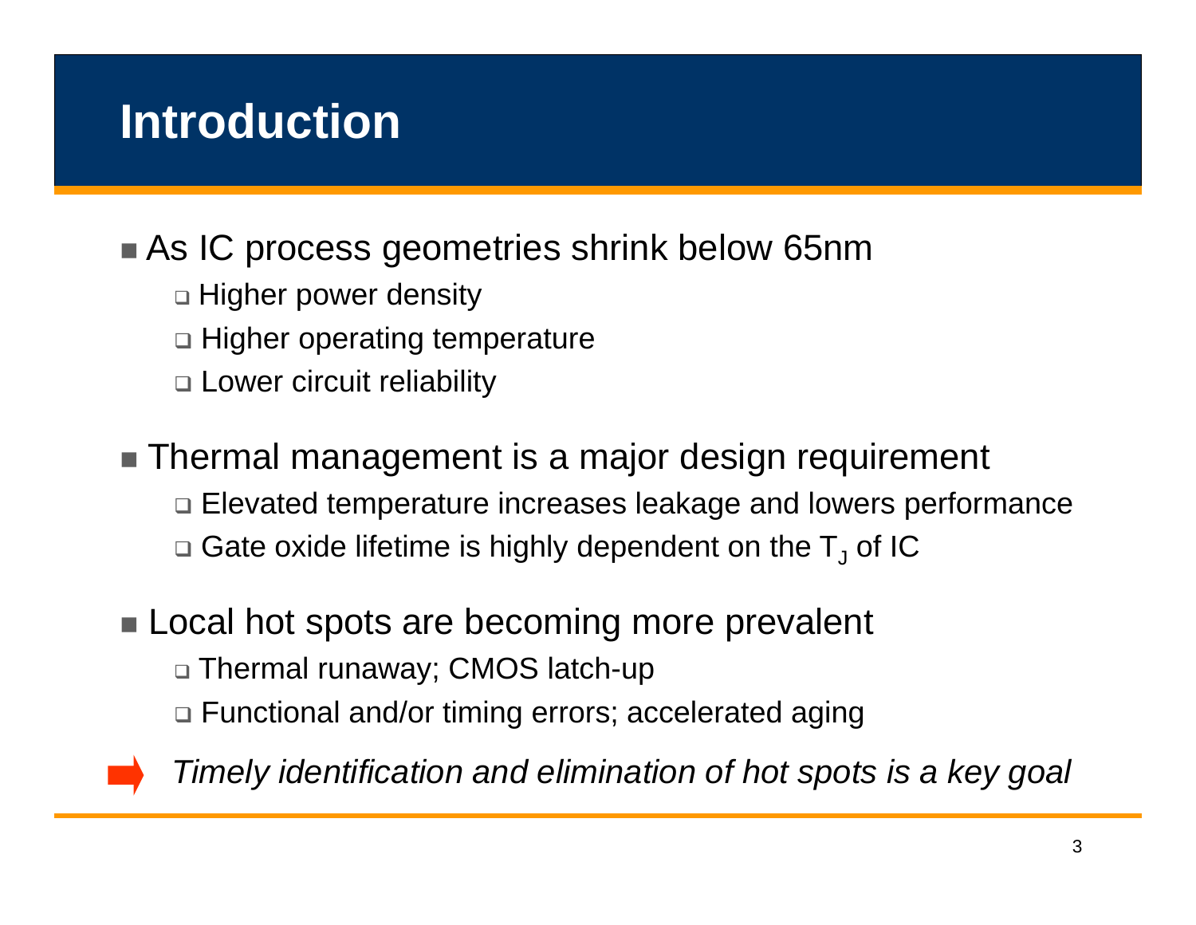# Introduction

- As IC process geometries shrink below 65nm
  - Higher power density
  - Higher operating temperature
  - Lower circuit reliability

- Thermal management is a major design requirement
  - Elevated temperature increases leakage and lowers performance
  - Gate oxide lifetime is highly dependent on the $T_J$ of IC

- Local hot spots are becoming more prevalent
  - Thermal runaway; CMOS latch-up
  - Functional and/or timing errors; accelerated aging

➡ *Timely identification and elimination of hot spots is a key goal*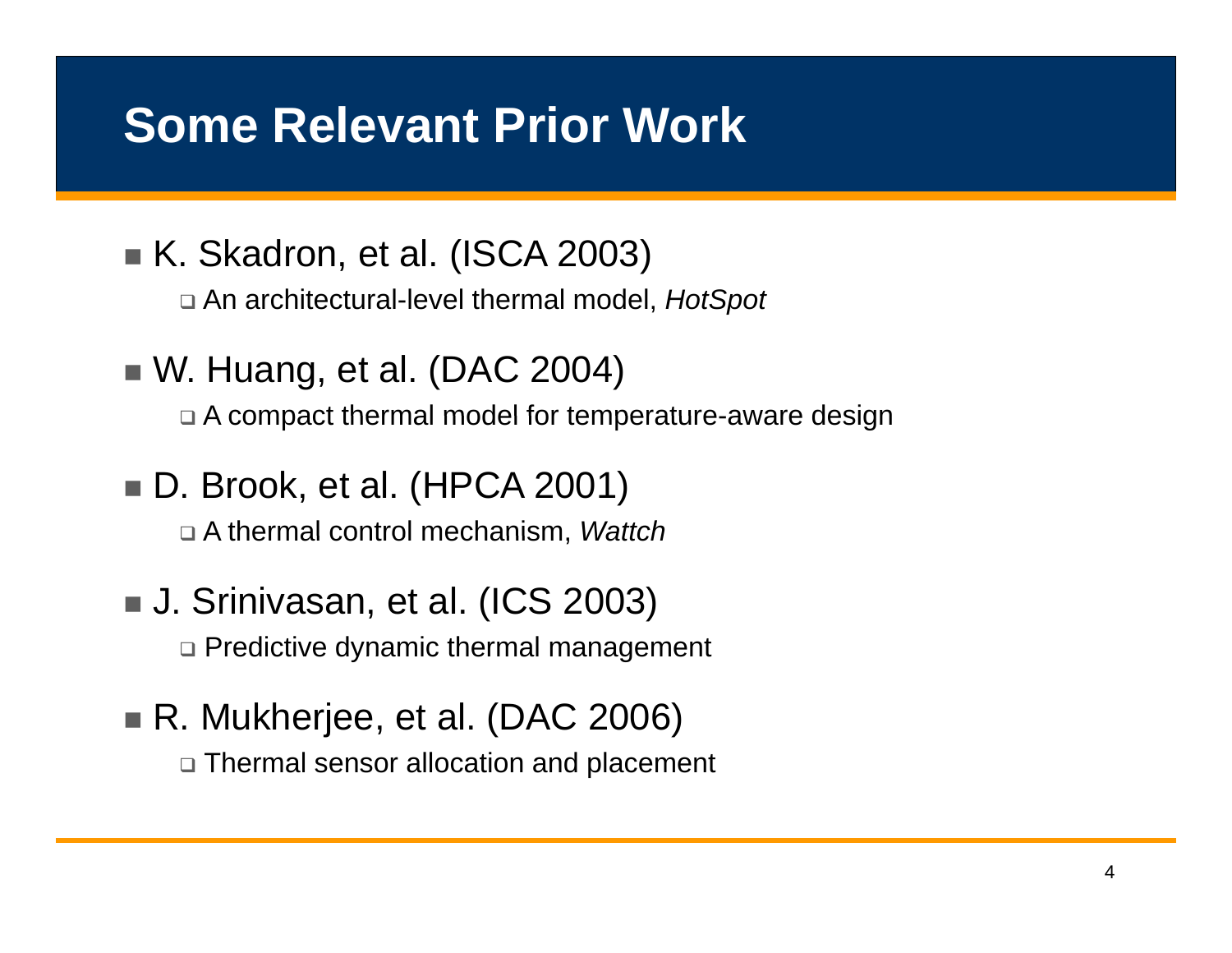# Some Relevant Prior Work

- K. Skadron, et al. (ISCA 2003)
  - An architectural-level thermal model, *HotSpot*
- W. Huang, et al. (DAC 2004)
  - A compact thermal model for temperature-aware design
- D. Brook, et al. (HPCA 2001)
  - A thermal control mechanism, *Wattch*
- J. Srinivasan, et al. (ICS 2003)
  - Predictive dynamic thermal management
- R. Mukherjee, et al. (DAC 2006)
  - Thermal sensor allocation and placement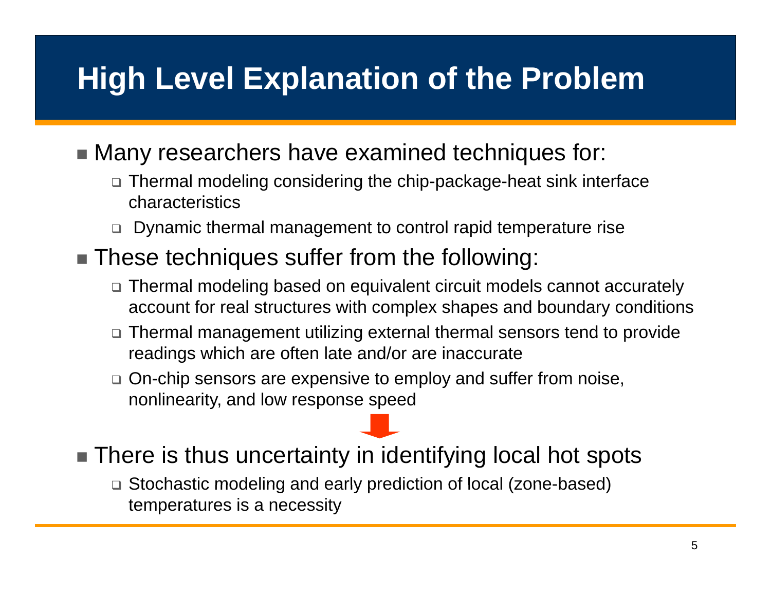# High Level Explanation of the Problem

- Many researchers have examined techniques for:
  - Thermal modeling considering the chip-package-heat sink interface characteristics
  - Dynamic thermal management to control rapid temperature rise
- These techniques suffer from the following:
  - Thermal modeling based on equivalent circuit models cannot accurately account for real structures with complex shapes and boundary conditions
  - Thermal management utilizing external thermal sensors tend to provide readings which are often late and/or are inaccurate
  - On-chip sensors are expensive to employ and suffer from noise, nonlinearity, and low response speed
- There is thus uncertainty in identifying local hot spots
  - Stochastic modeling and early prediction of local (zone-based) temperatures is a necessity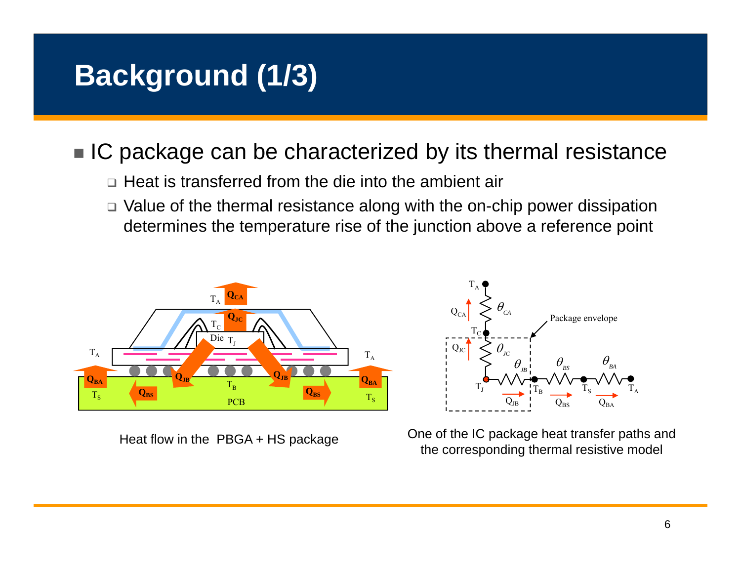# Background (1/3)

- IC package can be characterized by its thermal resistance
  - Heat is transferred from the die into the ambient air
  - Value of the thermal resistance along with the on-chip power dissipation determines the temperature rise of the junction above a reference point

Heat flow in the PBGA + HS package

One of the IC package heat transfer paths and the corresponding thermal resistive model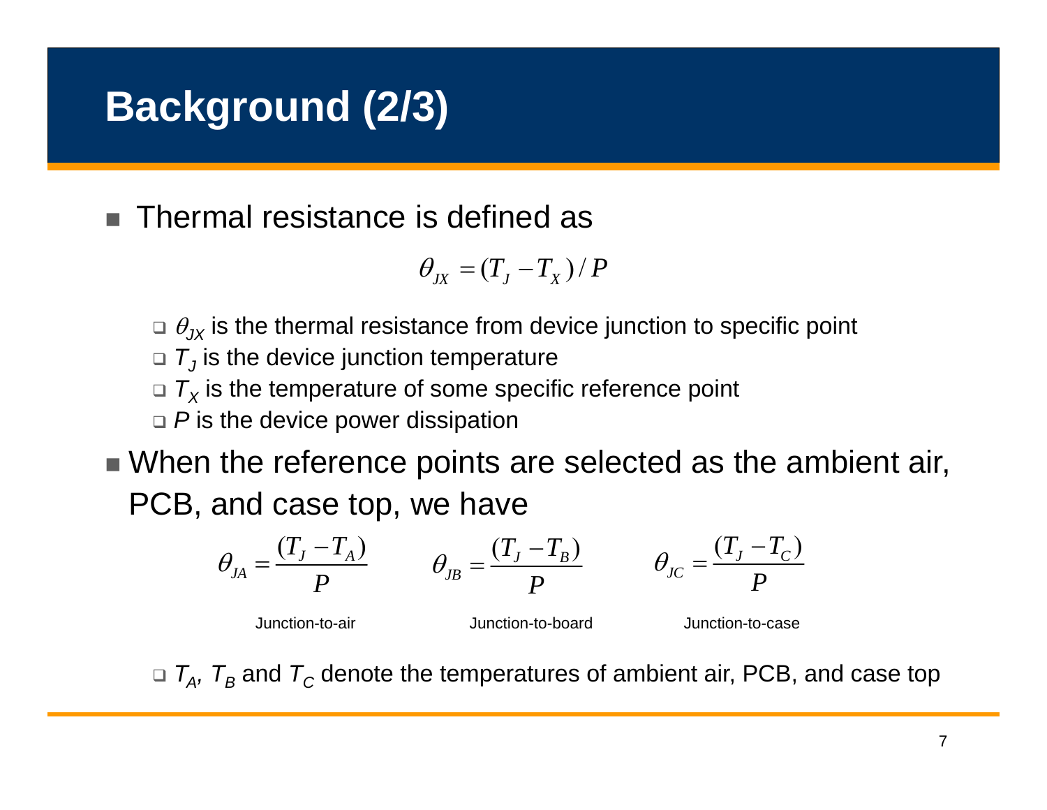# Background (2/3)

- Thermal resistance is defined as

$$\theta_{JX} = (T_J - T_X)/P$$

  - $\theta_{JX}$ is the thermal resistance from device junction to specific point
  - $T_J$ is the device junction temperature
  - $T_X$ is the temperature of some specific reference point
  - $P$ is the device power dissipation

- When the reference points are selected as the ambient air, PCB, and case top, we have

$$\theta_{JA} = \frac{(T_J - T_A)}{P} \qquad \theta_{JB} = \frac{(T_J - T_B)}{P} \qquad \theta_{JC} = \frac{(T_J - T_C)}{P}$$

Junction-to-air    Junction-to-board    Junction-to-case

  - $T_A$, $T_B$ and $T_C$ denote the temperatures of ambient air, PCB, and case top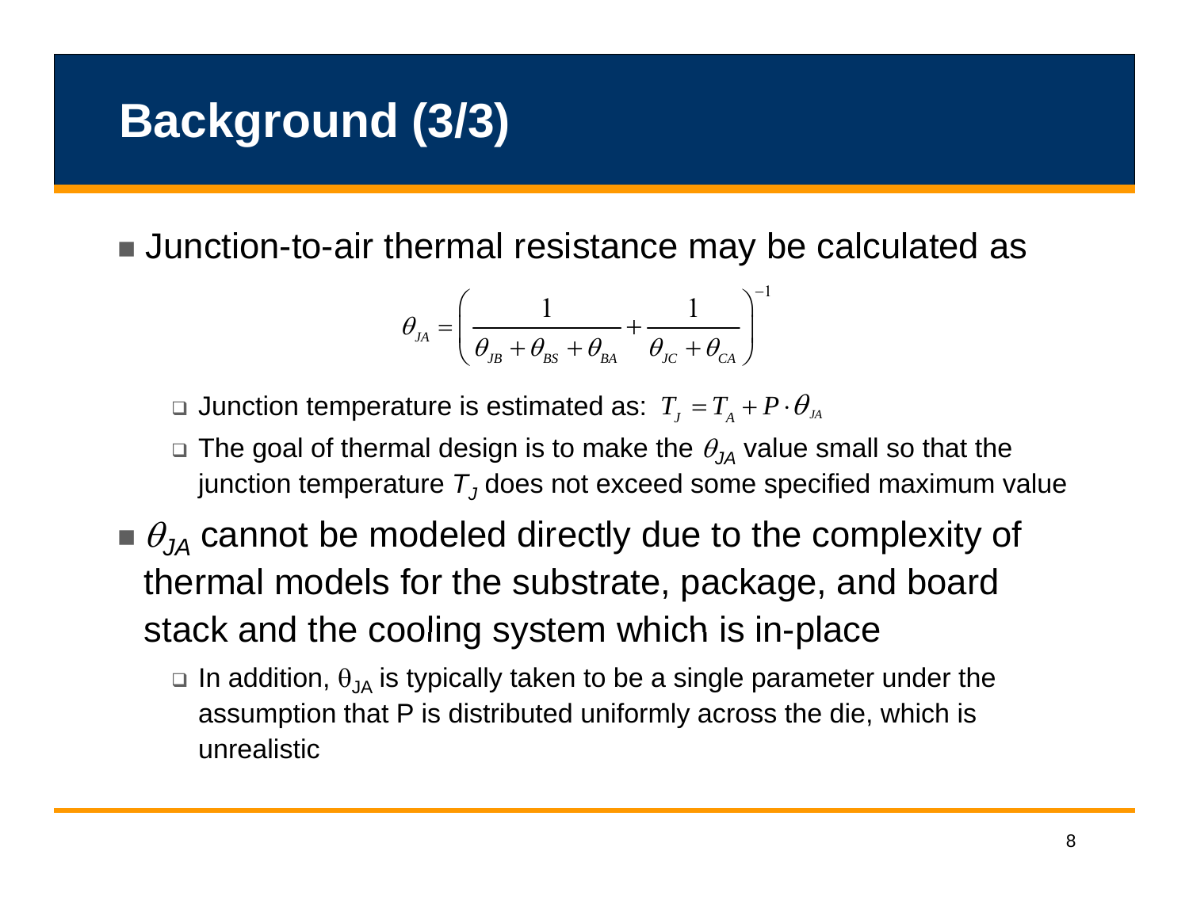# Background (3/3)

- Junction-to-air thermal resistance may be calculated as

$$\theta_{JA} = \left( \frac{1}{\theta_{JB} + \theta_{BS} + \theta_{BA}} + \frac{1}{\theta_{JC} + \theta_{CA}} \right)^{-1}$$

  - Junction temperature is estimated as: $T_J = T_A + P \cdot \theta_{JA}$
  - The goal of thermal design is to make the $\theta_{JA}$ value small so that the junction temperature $T_J$ does not exceed some specified maximum value
- $\theta_{JA}$ cannot be modeled directly due to the complexity of thermal models for the substrate, package, and board stack and the cooling system which is in-place
  - In addition, $\theta_{JA}$ is typically taken to be a single parameter under the assumption that P is distributed uniformly across the die, which is unrealistic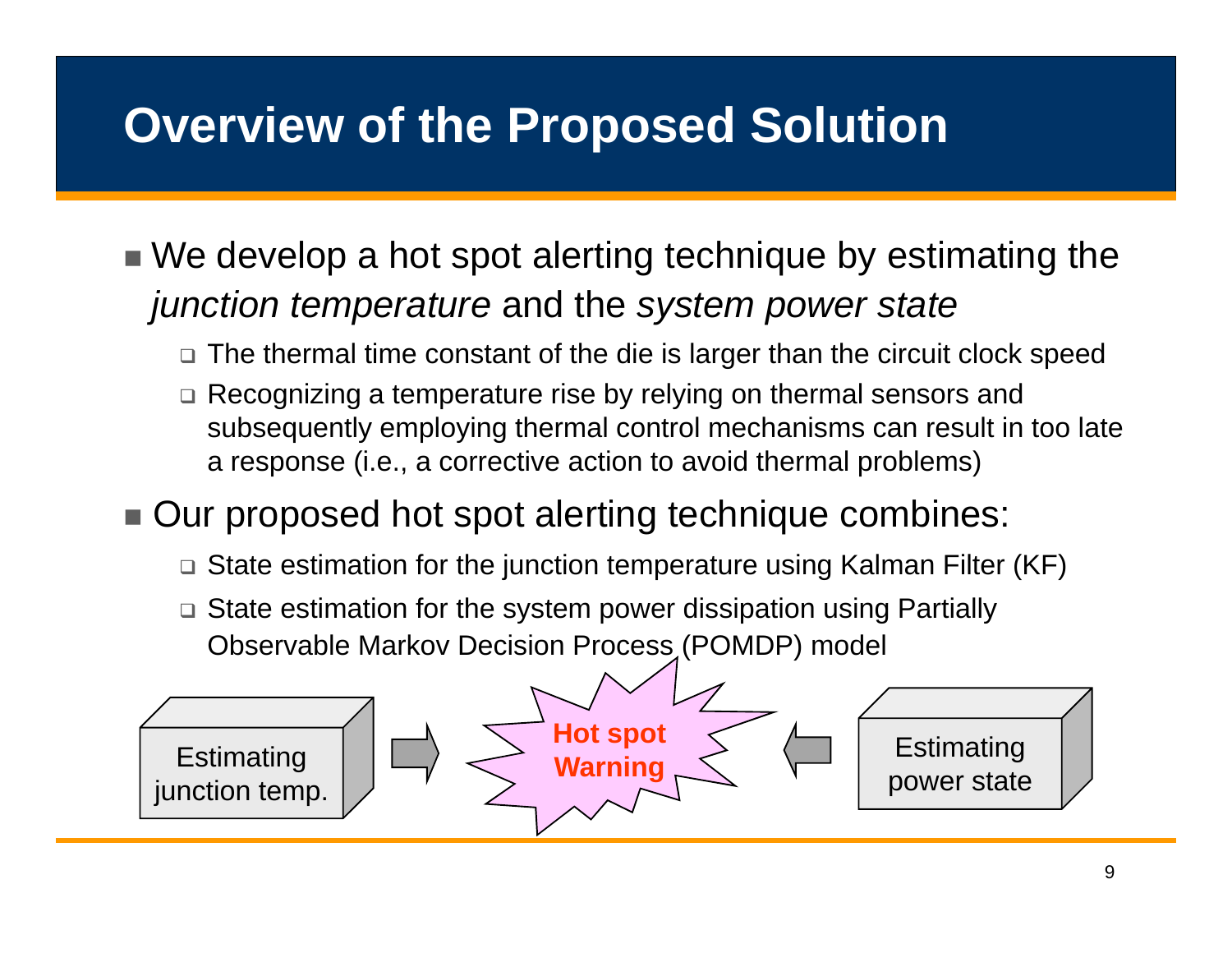# Overview of the Proposed Solution

- We develop a hot spot alerting technique by estimating the *junction temperature* and the *system power state*
  - The thermal time constant of the die is larger than the circuit clock speed
  - Recognizing a temperature rise by relying on thermal sensors and subsequently employing thermal control mechanisms can result in too late a response (i.e., a corrective action to avoid thermal problems)
- Our proposed hot spot alerting technique combines:
  - State estimation for the junction temperature using Kalman Filter (KF)
  - State estimation for the system power dissipation using Partially Observable Markov Decision Process (POMDP) model

Estimating junction temp. → **Hot spot Warning** ← Estimating power state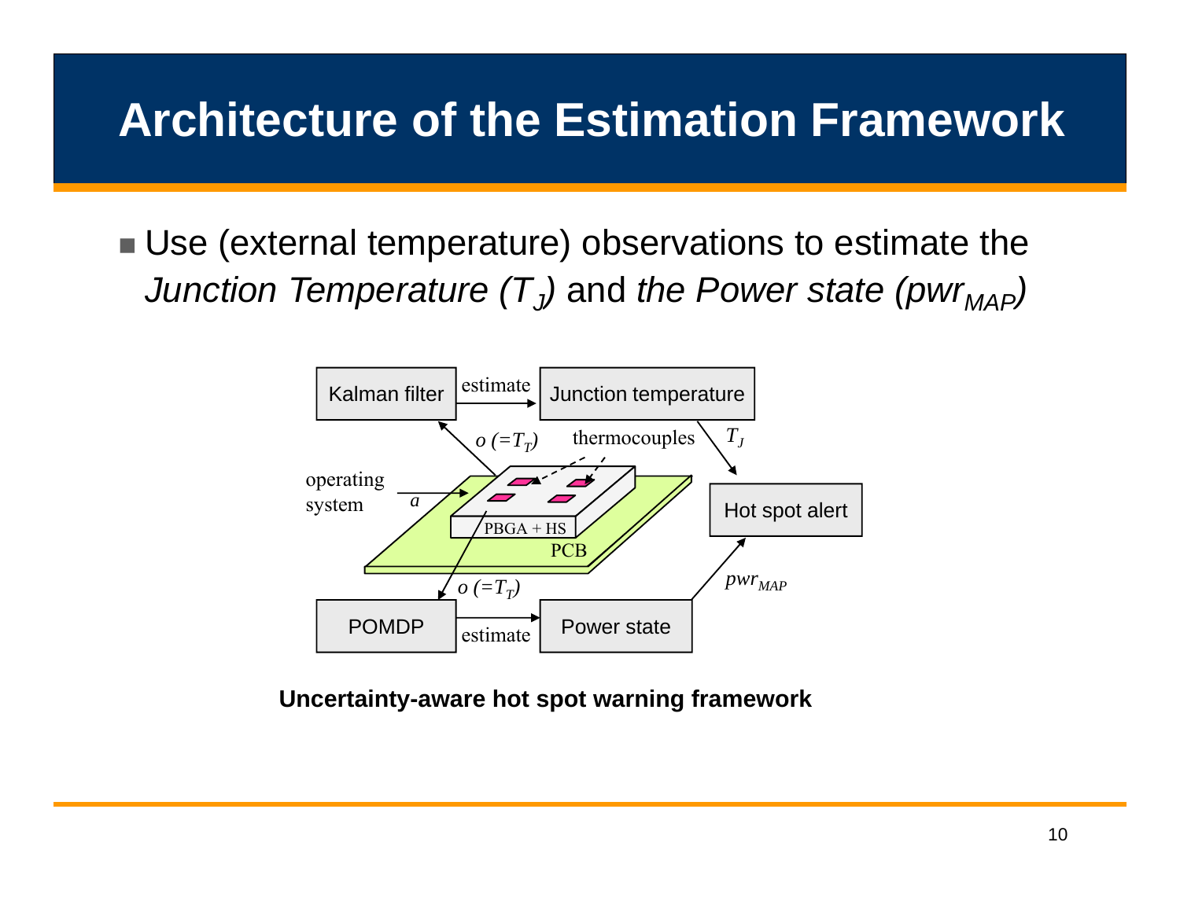# Architecture of the Estimation Framework

- Use (external temperature) observations to estimate the *Junction Temperature ($T_J$)* and *the Power state ($pwr_{MAP}$)*

Kalman filter → estimate → Junction temperature

$o\ (=T_T)$ &nbsp;&nbsp; thermocouples &nbsp;&nbsp; $T_J$

operating system → $a$

PBGA + HS

PCB

Hot spot alert

$o\ (=T_T)$ &nbsp;&nbsp; $pwr_{MAP}$

POMDP → estimate → Power state

**Uncertainty-aware hot spot warning framework**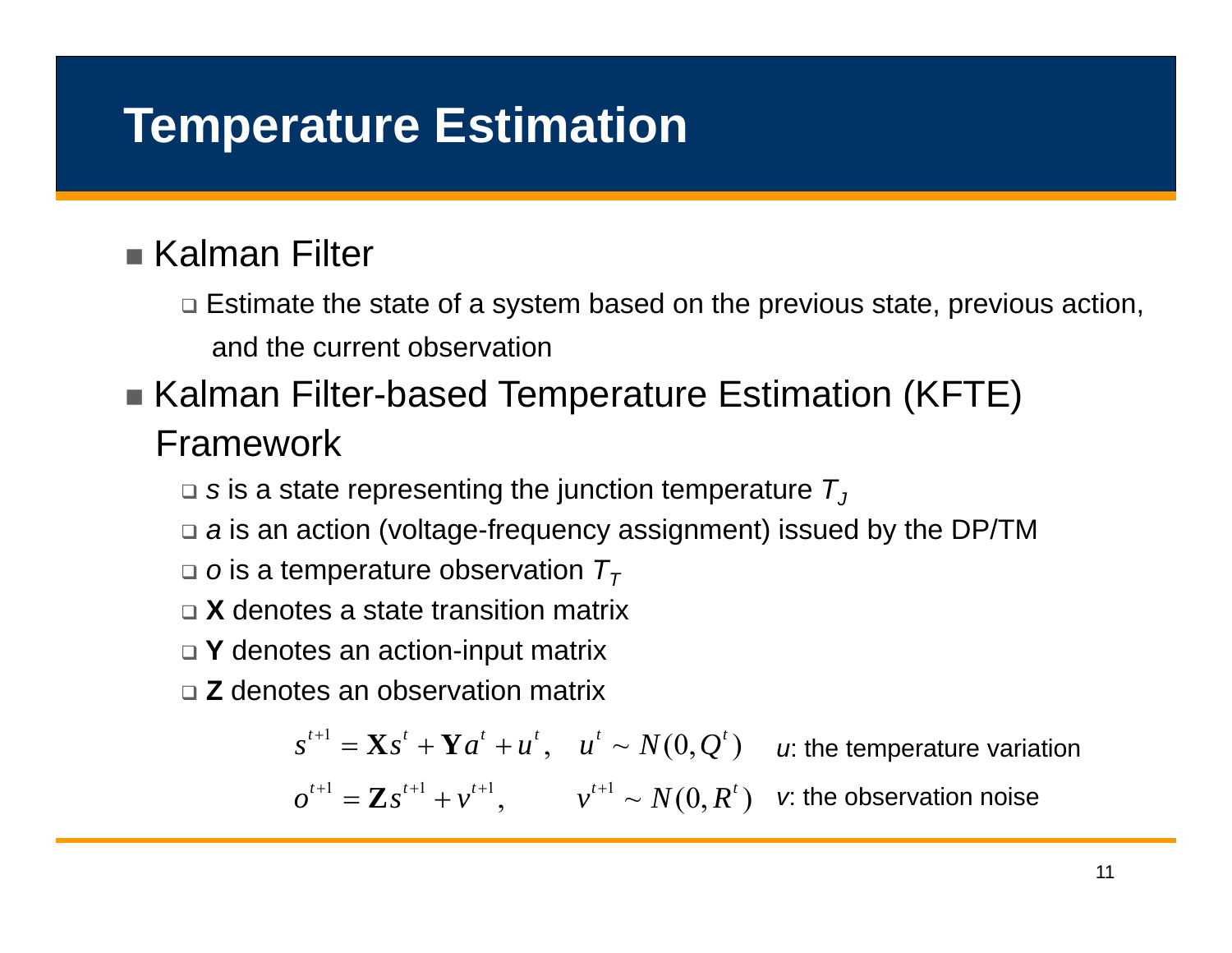# Temperature Estimation

- Kalman Filter
  - Estimate the state of a system based on the previous state, previous action, and the current observation
- Kalman Filter-based Temperature Estimation (KFTE) Framework
  - $s$ is a state representing the junction temperature $T_J$
  - $a$ is an action (voltage-frequency assignment) issued by the DP/TM
  - $o$ is a temperature observation $T_T$
  - **X** denotes a state transition matrix
  - **Y** denotes an action-input matrix
  - **Z** denotes an observation matrix

$$s^{t+1} = \mathbf{X}s^{t} + \mathbf{Y}a^{t} + u^{t}, \quad u^{t} \sim N(0, Q^{t})$$

*u*: the temperature variation

$$o^{t+1} = \mathbf{Z}s^{t+1} + v^{t+1}, \quad v^{t+1} \sim N(0, R^{t})$$

*v*: the observation noise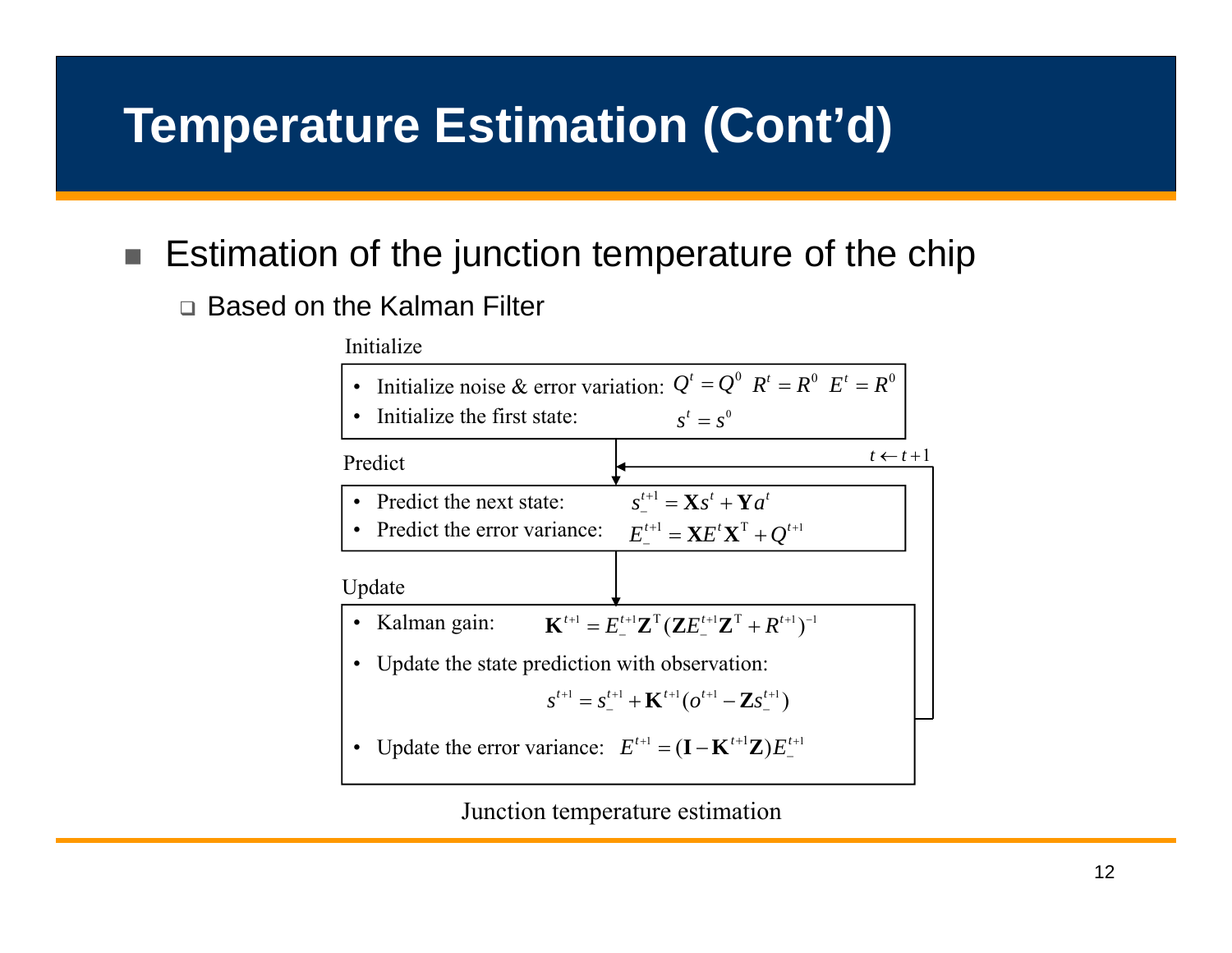# Temperature Estimation (Cont'd)

- Estimation of the junction temperature of the chip
  - Based on the Kalman Filter

**Initialize**

- Initialize noise & error variation: $Q^t = Q^0 \;\; R^t = R^0 \;\; E^t = R^0$
- Initialize the first state: $s^t = s^0$

**Predict** ($t \leftarrow t+1$)

- Predict the next state: $s_-^{t+1} = \mathbf{X}s^t + \mathbf{Y}a^t$
- Predict the error variance: $E_-^{t+1} = \mathbf{X}E^t\mathbf{X}^\mathrm{T} + Q^{t+1}$

**Update**

- Kalman gain: $\mathbf{K}^{t+1} = E_-^{t+1}\mathbf{Z}^\mathrm{T}(\mathbf{Z}E_-^{t+1}\mathbf{Z}^\mathrm{T} + R^{t+1})^{-1}$
- Update the state prediction with observation:

$$s^{t+1} = s_-^{t+1} + \mathbf{K}^{t+1}(o^{t+1} - \mathbf{Z}s_-^{t+1})$$

- Update the error variance: $E^{t+1} = (\mathbf{I} - \mathbf{K}^{t+1}\mathbf{Z})E_-^{t+1}$

Junction temperature estimation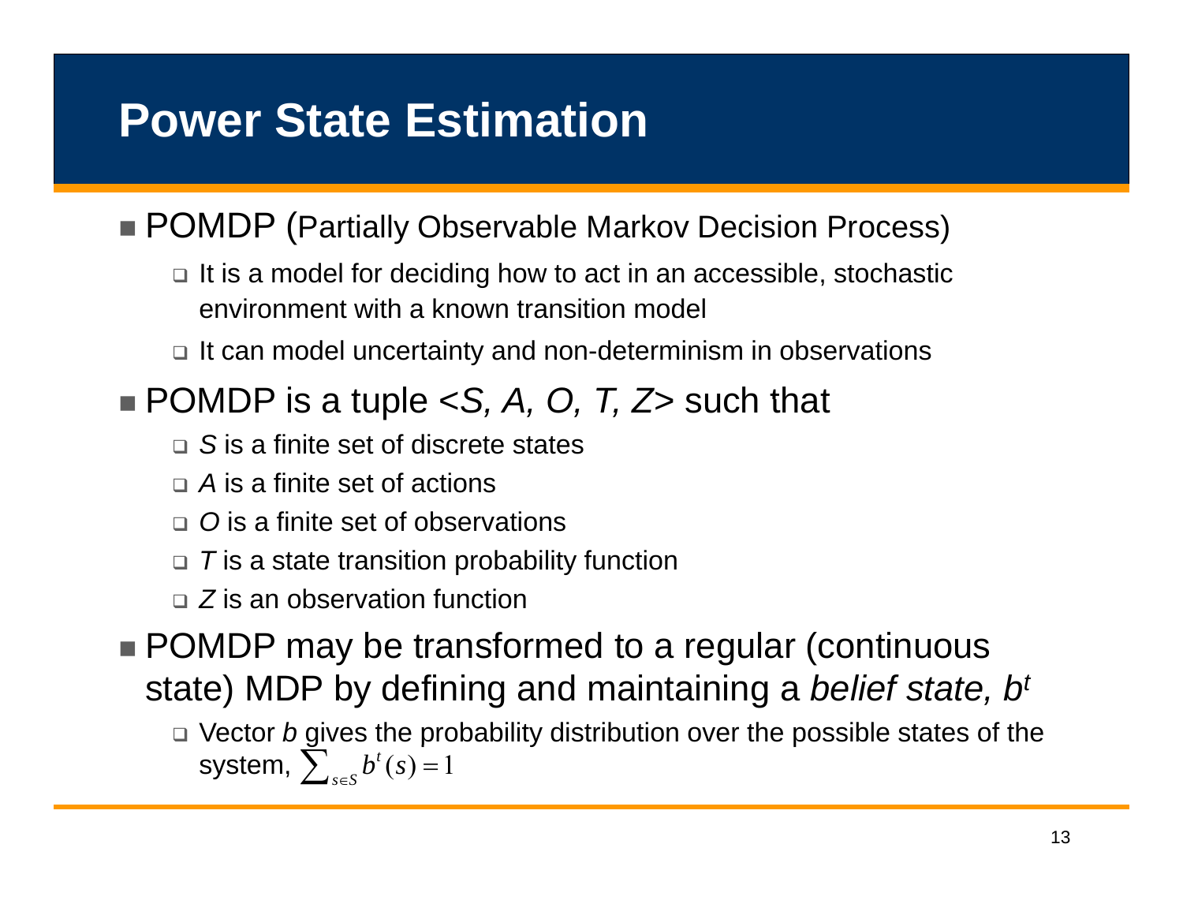# Power State Estimation

- POMDP (Partially Observable Markov Decision Process)
  - It is a model for deciding how to act in an accessible, stochastic environment with a known transition model
  - It can model uncertainty and non-determinism in observations
- POMDP is a tuple <*S, A, O, T, Z*> such that
  - *S* is a finite set of discrete states
  - *A* is a finite set of actions
  - *O* is a finite set of observations
  - *T* is a state transition probability function
  - *Z* is an observation function
- POMDP may be transformed to a regular (continuous state) MDP by defining and maintaining a *belief state,* $b^t$
  - Vector *b* gives the probability distribution over the possible states of the system, $\sum_{s \in S} b^t(s) = 1$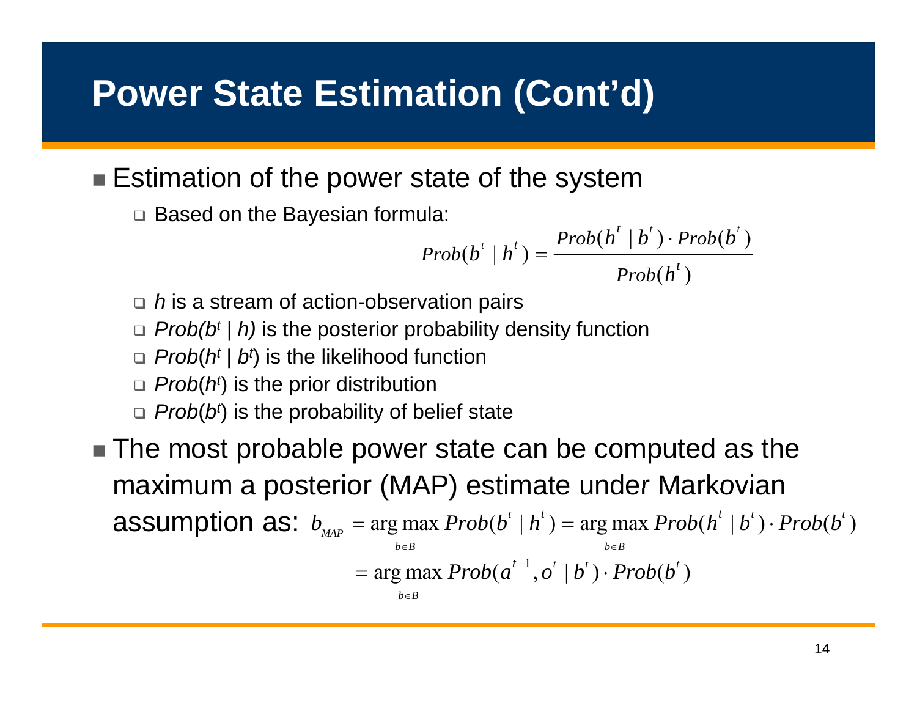# Power State Estimation (Cont'd)

- Estimation of the power state of the system
  - Based on the Bayesian formula:

$$Prob(b^t \mid h^t) = \frac{Prob(h^t \mid b^t) \cdot Prob(b^t)}{Prob(h^t)}$$

  - $h$ is a stream of action-observation pairs
  - $Prob(b^t \mid h)$ is the posterior probability density function
  - $Prob(h^t \mid b^t)$ is the likelihood function
  - $Prob(h^t)$ is the prior distribution
  - $Prob(b^t)$ is the probability of belief state
- The most probable power state can be computed as the maximum a posterior (MAP) estimate under Markovian assumption as:

$$b_{MAP} = \arg\max_{b \in B} Prob(b^t \mid h^t) = \arg\max_{b \in B} Prob(h^t \mid b^t) \cdot Prob(b^t)$$

$$= \arg\max_{b \in B} Prob(a^{t-1}, o^t \mid b^t) \cdot Prob(b^t)$$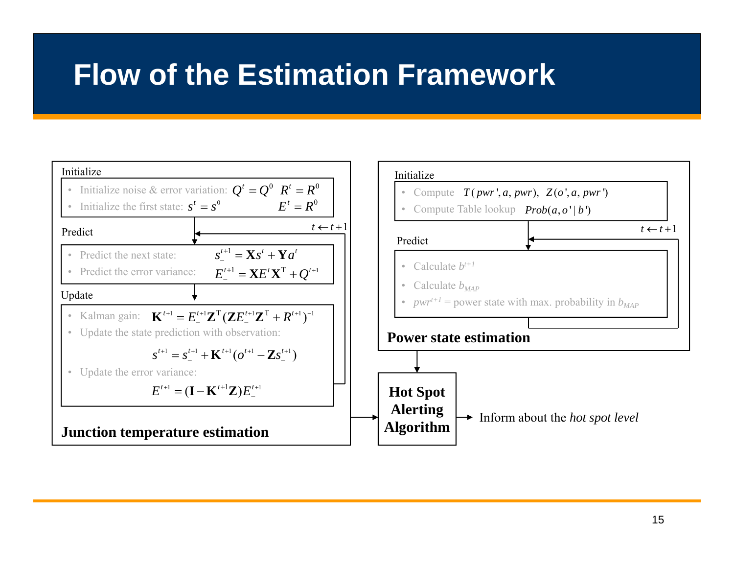# Flow of the Estimation Framework

## Junction temperature estimation

**Initialize**

- Initialize noise & error variation: $Q^t = Q^0 \quad R^t = R^0$
- Initialize the first state: $s^t = s^0 \quad E^t = R^0$

**Predict**

- Predict the next state: $s_-^{t+1} = \mathbf{X}s^t + \mathbf{Y}a^t$
- Predict the error variance: $E_-^{t+1} = \mathbf{X}E^t\mathbf{X}^\mathrm{T} + Q^{t+1}$

**Update**

- Kalman gain: $\mathbf{K}^{t+1} = E_-^{t+1}\mathbf{Z}^\mathrm{T}(\mathbf{Z}E_-^{t+1}\mathbf{Z}^\mathrm{T} + R^{t+1})^{-1}$
- Update the state prediction with observation:

$$s^{t+1} = s_-^{t+1} + \mathbf{K}^{t+1}(o^{t+1} - \mathbf{Z}s_-^{t+1})$$

- Update the error variance:

$$E^{t+1} = (\mathbf{I} - \mathbf{K}^{t+1}\mathbf{Z})E_-^{t+1}$$

$t \leftarrow t+1$

## Power state estimation

**Initialize**

- Compute $T(pwr', a, pwr), \; Z(o', a, pwr')$
- Compute Table lookup $Prob(a, o' \mid b')$

**Predict**

- Calculate $b^{t+1}$
- Calculate $b_{MAP}$
- $pwr^{t+1}$ = power state with max. probability in $b_{MAP}$

$t \leftarrow t+1$

## Hot Spot Alerting Algorithm

Junction temperature estimation → Hot Spot Alerting Algorithm ← Power state estimation

Hot Spot Alerting Algorithm → Inform about the *hot spot level*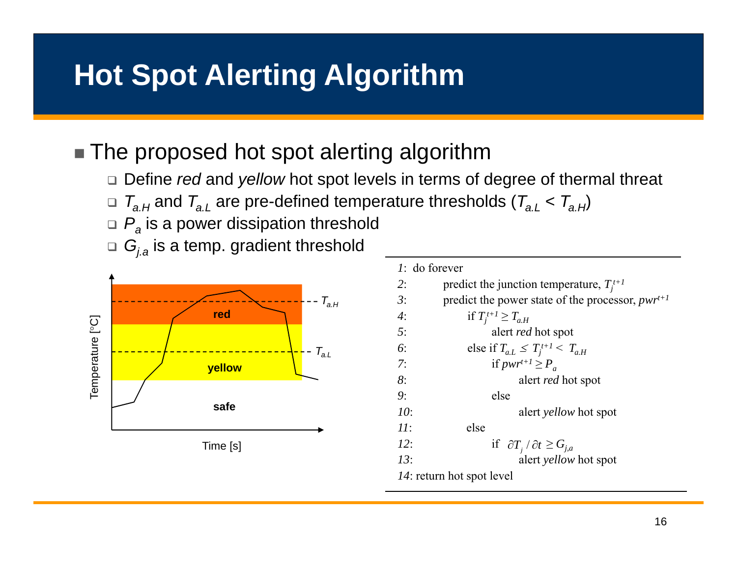# Hot Spot Alerting Algorithm

- The proposed hot spot alerting algorithm
  - Define *red* and *yellow* hot spot levels in terms of degree of thermal threat
  - $T_{a.H}$ and $T_{a.L}$ are pre-defined temperature thresholds ($T_{a.L} < T_{a.H}$)
  - $P_a$ is a power dissipation threshold
  - $G_{j.a}$ is a temp. gradient threshold

```
1:  do forever
2:      predict the junction temperature, T_j^{t+1}
3:      predict the power state of the processor, pwr^{t+1}
4:          if T_j^{t+1} ≥ T_a.H
5:              alert red hot spot
6:          else if T_a.L ≤ T_j^{t+1} < T_a.H
7:              if pwr^{t+1} ≥ P_a
8:                  alert red hot spot
9:              else
10:                 alert yellow hot spot
11:         else
12:             if ∂T_j / ∂t ≥ G_j,a
13:                 alert yellow hot spot
14: return hot spot level
```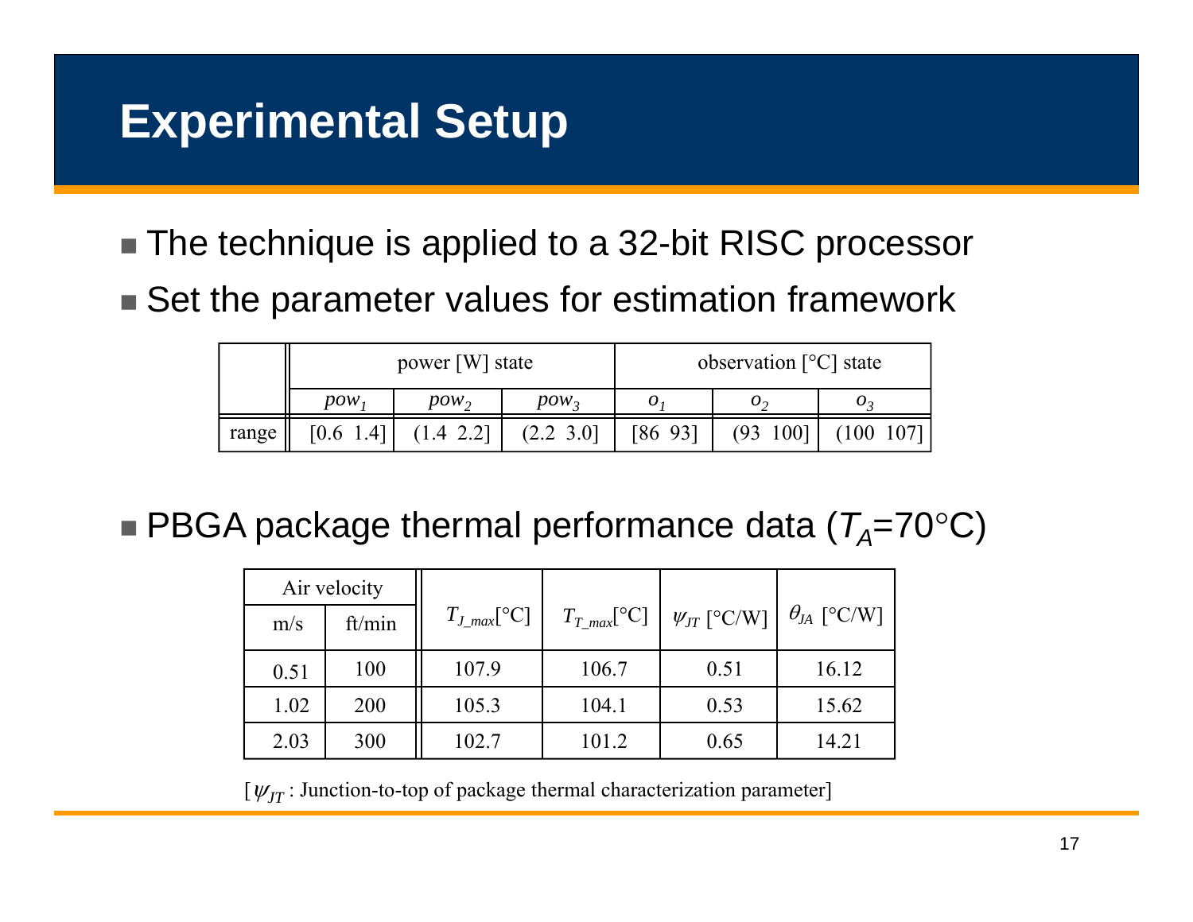# Experimental Setup

- The technique is applied to a 32-bit RISC processor
- Set the parameter values for estimation framework

| | power [W] state | | | observation [°C] state | | |
|---|---|---|---|---|---|---|
| | $pow_1$ | $pow_2$ | $pow_3$ | $o_1$ | $o_2$ | $o_3$ |
| range | [0.6 1.4] | (1.4 2.2] | (2.2 3.0] | [86 93] | (93 100] | (100 107] |

- PBGA package thermal performance data ($T_A$=70°C)

| Air velocity | | $T_{J\_max}$[°C] | $T_{T\_max}$[°C] | $\psi_{JT}$ [°C/W] | $\theta_{JA}$ [°C/W] |
|---|---|---|---|---|---|
| m/s | ft/min | | | | |
| 0.51 | 100 | 107.9 | 106.7 | 0.51 | 16.12 |
| 1.02 | 200 | 105.3 | 104.1 | 0.53 | 15.62 |
| 2.03 | 300 | 102.7 | 101.2 | 0.65 | 14.21 |

[ $\psi_{JT}$ : Junction-to-top of package thermal characterization parameter]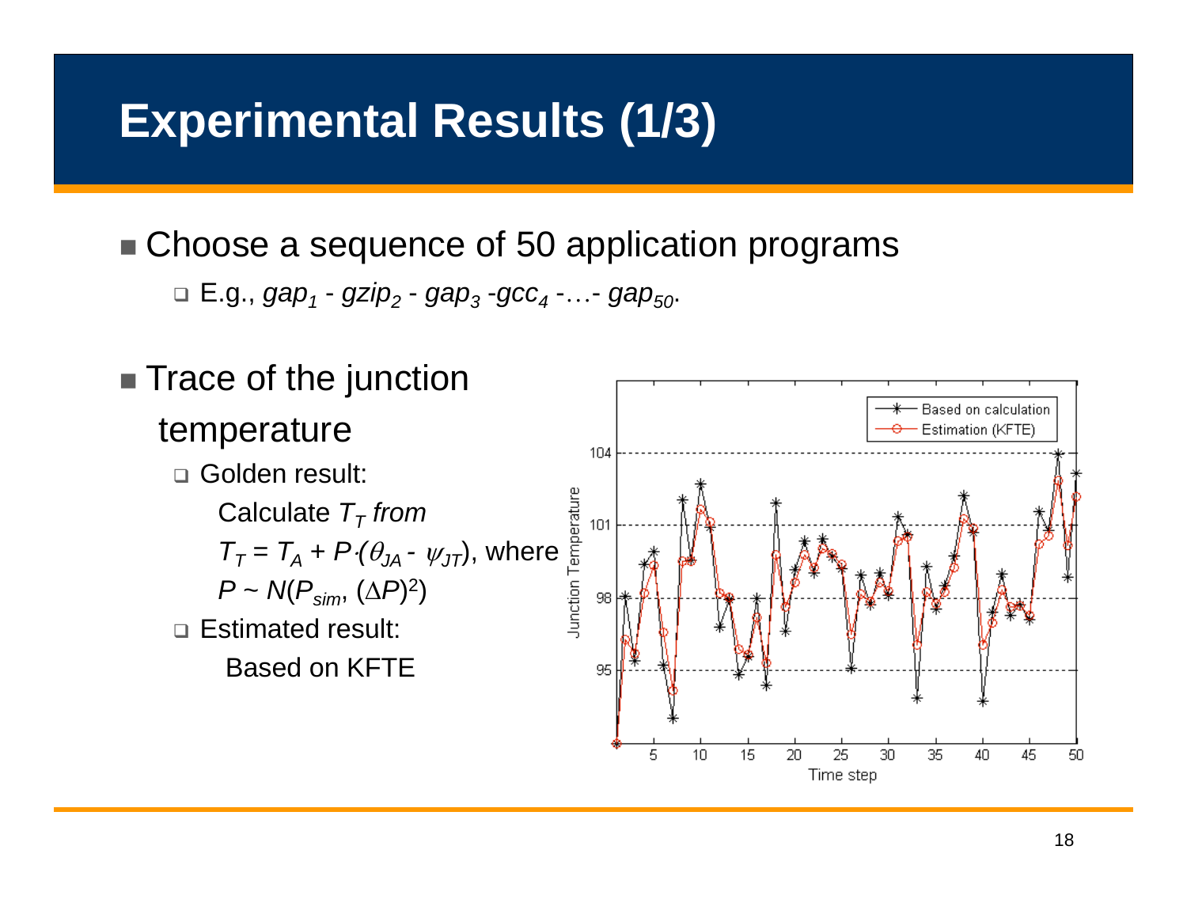# Experimental Results (1/3)

- Choose a sequence of 50 application programs
  - E.g., $gap_1$ - $gzip_2$ - $gap_3$ -$gcc_4$ -…- $gap_{50}$.

- Trace of the junction temperature
  - Golden result:

    Calculate $T_T$ *from*

    $T_T = T_A + P \cdot (\theta_{JA} - \psi_{JT})$, where

    $P \sim N(P_{sim}, (\Delta P)^2)$
  - Estimated result:

    Based on KFTE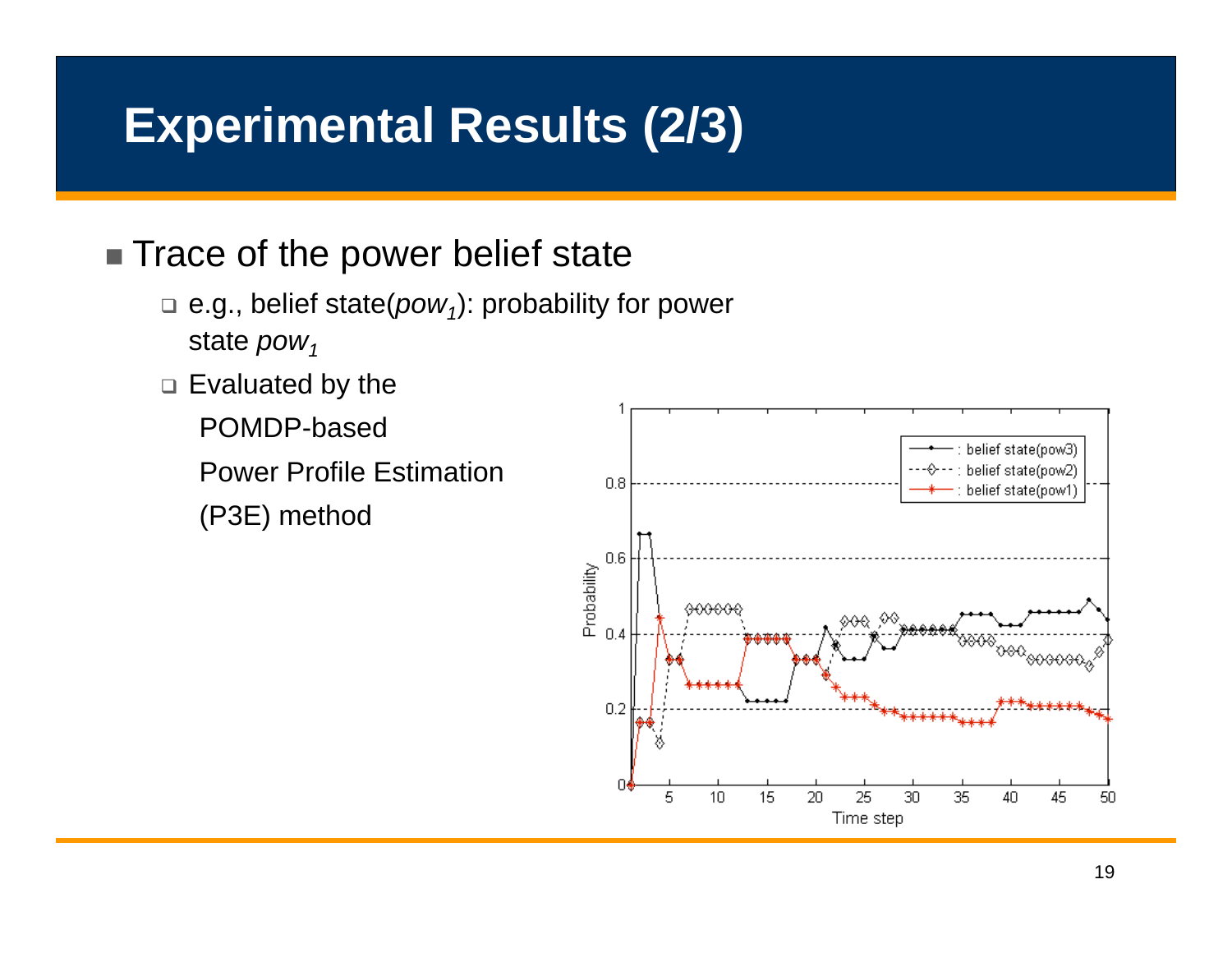# Experimental Results (2/3)

- Trace of the power belief state
  - e.g., belief state($pow_1$): probability for power state $pow_1$
  - Evaluated by the POMDP-based Power Profile Estimation (P3E) method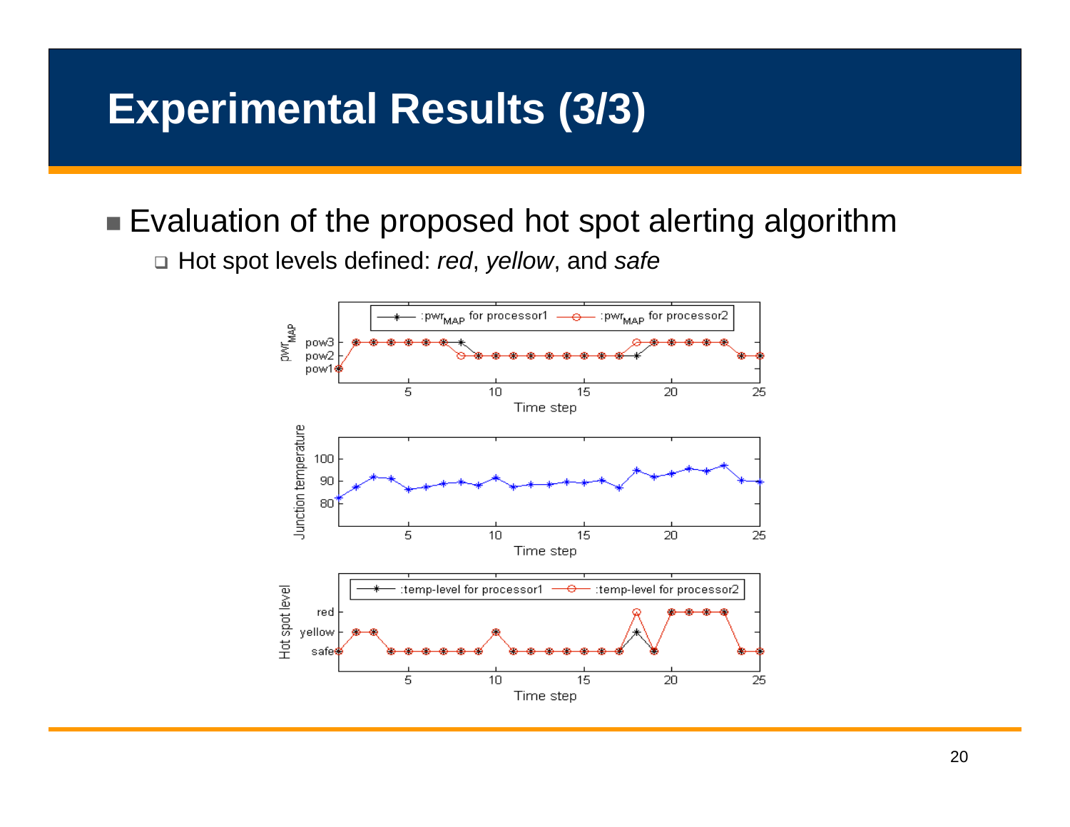# Experimental Results (3/3)

- Evaluation of the proposed hot spot alerting algorithm
  - Hot spot levels defined: *red*, *yellow*, and *safe*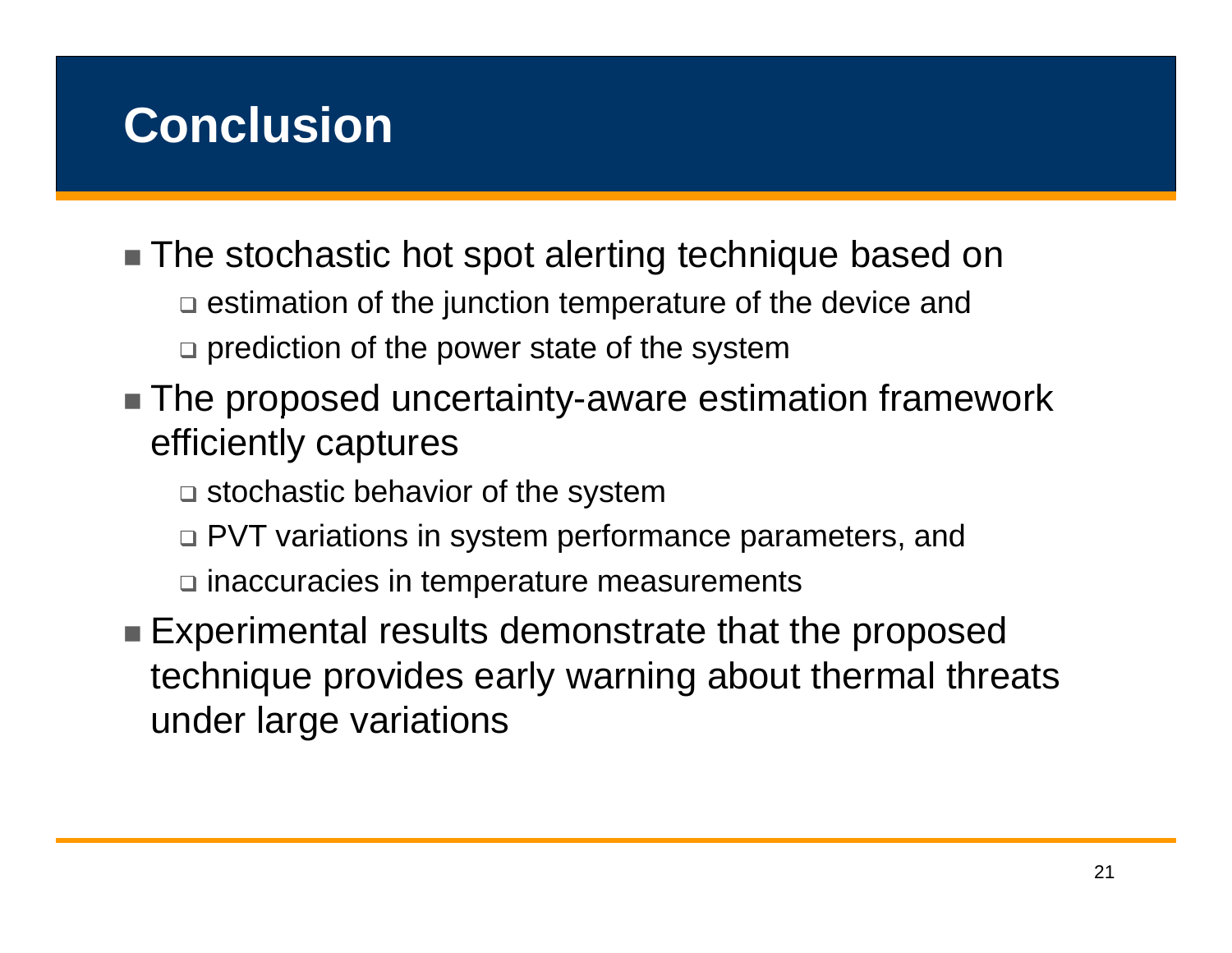# Conclusion

- The stochastic hot spot alerting technique based on
  - estimation of the junction temperature of the device and
  - prediction of the power state of the system
- The proposed uncertainty-aware estimation framework efficiently captures
  - stochastic behavior of the system
  - PVT variations in system performance parameters, and
  - inaccuracies in temperature measurements
- Experimental results demonstrate that the proposed technique provides early warning about thermal threats under large variations